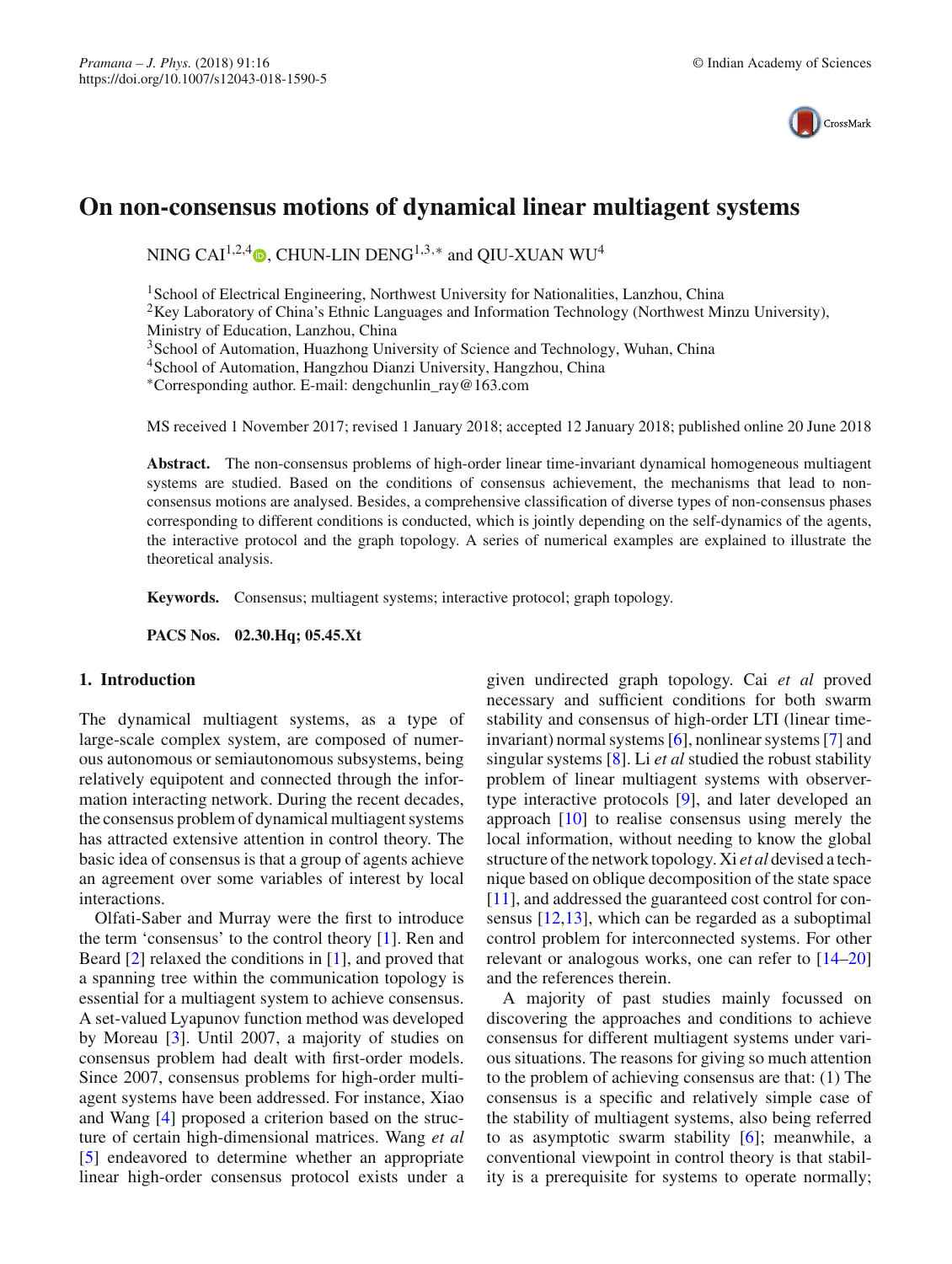# On non-consensus motions of dynamical linear multiagent systems

NING CAI[1,2,4], CHUN-LIN DENG[1,3,*] and QIU-XUAN WU[4]

[1]School of Electrical Engineering, Northwest University for Nationalities, Lanzhou, China
[2]Key Laboratory of China's Ethnic Languages and Information Technology (Northwest Minzu University), Ministry of Education, Lanzhou, China
[3]School of Automation, Huazhong University of Science and Technology, Wuhan, China
[4]School of Automation, Hangzhou Dianzi University, Hangzhou, China
*Corresponding author. E-mail: dengchunlin_ray@163.com

MS received 1 November 2017; revised 1 January 2018; accepted 12 January 2018; published online 20 June 2018

**Abstract.** The non-consensus problems of high-order linear time-invariant dynamical homogeneous multiagent systems are studied. Based on the conditions of consensus achievement, the mechanisms that lead to non-consensus motions are analysed. Besides, a comprehensive classification of diverse types of non-consensus phases corresponding to different conditions is conducted, which is jointly depending on the self-dynamics of the agents, the interactive protocol and the graph topology. A series of numerical examples are explained to illustrate the theoretical analysis.

**Keywords.** Consensus; multiagent systems; interactive protocol; graph topology.

**PACS Nos.** **02.30.Hq; 05.45.Xt**

## 1. Introduction

The dynamical multiagent systems, as a type of large-scale complex system, are composed of numerous autonomous or semiautonomous subsystems, being relatively equipotent and connected through the information interacting network. During the recent decades, the consensus problem of dynamical multiagent systems has attracted extensive attention in control theory. The basic idea of consensus is that a group of agents achieve an agreement over some variables of interest by local interactions.

Olfati-Saber and Murray were the first to introduce the term 'consensus' to the control theory [1]. Ren and Beard [2] relaxed the conditions in [1], and proved that a spanning tree within the communication topology is essential for a multiagent system to achieve consensus. A set-valued Lyapunov function method was developed by Moreau [3]. Until 2007, a majority of studies on consensus problem had dealt with first-order models. Since 2007, consensus problems for high-order multiagent systems have been addressed. For instance, Xiao and Wang [4] proposed a criterion based on the structure of certain high-dimensional matrices. Wang *et al* [5] endeavored to determine whether an appropriate linear high-order consensus protocol exists under a given undirected graph topology. Cai *et al* proved necessary and sufficient conditions for both swarm stability and consensus of high-order LTI (linear time-invariant) normal systems [6], nonlinear systems [7] and singular systems [8]. Li *et al* studied the robust stability problem of linear multiagent systems with observer-type interactive protocols [9], and later developed an approach [10] to realise consensus using merely the local information, without needing to know the global structure of the network topology. Xi *et al* devised a technique based on oblique decomposition of the state space [11], and addressed the guaranteed cost control for consensus [12,13], which can be regarded as a suboptimal control problem for interconnected systems. For other relevant or analogous works, one can refer to [14–20] and the references therein.

A majority of past studies mainly focussed on discovering the approaches and conditions to achieve consensus for different multiagent systems under various situations. The reasons for giving so much attention to the problem of achieving consensus are that: (1) The consensus is a specific and relatively simple case of the stability of multiagent systems, also being referred to as asymptotic swarm stability [6]; meanwhile, a conventional viewpoint in control theory is that stability is a prerequisite for systems to operate normally;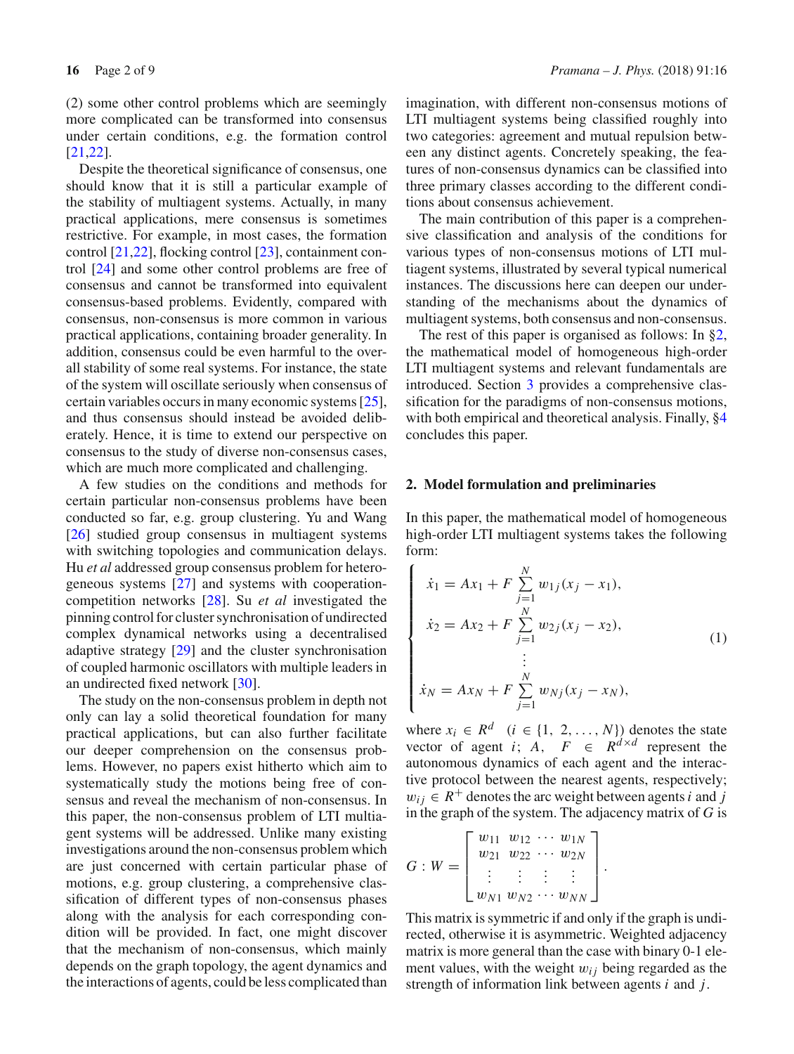(2) some other control problems which are seemingly more complicated can be transformed into consensus under certain conditions, e.g. the formation control [21,22].

Despite the theoretical significance of consensus, one should know that it is still a particular example of the stability of multiagent systems. Actually, in many practical applications, mere consensus is sometimes restrictive. For example, in most cases, the formation control [21,22], flocking control [23], containment control [24] and some other control problems are free of consensus and cannot be transformed into equivalent consensus-based problems. Evidently, compared with consensus, non-consensus is more common in various practical applications, containing broader generality. In addition, consensus could be even harmful to the overall stability of some real systems. For instance, the state of the system will oscillate seriously when consensus of certain variables occurs in many economic systems [25], and thus consensus should instead be avoided deliberately. Hence, it is time to extend our perspective on consensus to the study of diverse non-consensus cases, which are much more complicated and challenging.

A few studies on the conditions and methods for certain particular non-consensus problems have been conducted so far, e.g. group clustering. Yu and Wang [26] studied group consensus in multiagent systems with switching topologies and communication delays. Hu *et al* addressed group consensus problem for heterogeneous systems [27] and systems with cooperation-competition networks [28]. Su *et al* investigated the pinning control for cluster synchronisation of undirected complex dynamical networks using a decentralised adaptive strategy [29] and the cluster synchronisation of coupled harmonic oscillators with multiple leaders in an undirected fixed network [30].

The study on the non-consensus problem in depth not only can lay a solid theoretical foundation for many practical applications, but can also further facilitate our deeper comprehension on the consensus problems. However, no papers exist hitherto which aim to systematically study the motions being free of consensus and reveal the mechanism of non-consensus. In this paper, the non-consensus problem of LTI multiagent systems will be addressed. Unlike many existing investigations around the non-consensus problem which are just concerned with certain particular phase of motions, e.g. group clustering, a comprehensive classification of different types of non-consensus phases along with the analysis for each corresponding condition will be provided. In fact, one might discover that the mechanism of non-consensus, which mainly depends on the graph topology, the agent dynamics and the interactions of agents, could be less complicated than imagination, with different non-consensus motions of LTI multiagent systems being classified roughly into two categories: agreement and mutual repulsion between any distinct agents. Concretely speaking, the features of non-consensus dynamics can be classified into three primary classes according to the different conditions about consensus achievement.

The main contribution of this paper is a comprehensive classification and analysis of the conditions for various types of non-consensus motions of LTI multiagent systems, illustrated by several typical numerical instances. The discussions here can deepen our understanding of the mechanisms about the dynamics of multiagent systems, both consensus and non-consensus.

The rest of this paper is organised as follows: In §2, the mathematical model of homogeneous high-order LTI multiagent systems and relevant fundamentals are introduced. Section 3 provides a comprehensive classification for the paradigms of non-consensus motions, with both empirical and theoretical analysis. Finally, §4 concludes this paper.

## 2. Model formulation and preliminaries

In this paper, the mathematical model of homogeneous high-order LTI multiagent systems takes the following form:

$$
\begin{cases}
\dot{x}_1 = Ax_1 + F\sum_{j=1}^{N} w_{1j}(x_j - x_1), \\
\dot{x}_2 = Ax_2 + F\sum_{j=1}^{N} w_{2j}(x_j - x_2), \\
\quad\vdots \\
\dot{x}_N = Ax_N + F\sum_{j=1}^{N} w_{Nj}(x_j - x_N),
\end{cases}
\tag{1}
$$

where $x_i \in R^d \quad (i \in \{1, 2, \ldots, N\})$ denotes the state vector of agent $i$; $A, \quad F \in R^{d\times d}$ represent the autonomous dynamics of each agent and the interactive protocol between the nearest agents, respectively; $w_{ij} \in R^+$ denotes the arc weight between agents $i$ and $j$ in the graph of the system. The adjacency matrix of $G$ is

$$
G : W = \begin{bmatrix} w_{11} & w_{12} & \cdots & w_{1N} \\ w_{21} & w_{22} & \cdots & w_{2N} \\ \vdots & \vdots & \vdots & \vdots \\ w_{N1} & w_{N2} & \cdots & w_{NN} \end{bmatrix}.
$$

This matrix is symmetric if and only if the graph is undirected, otherwise it is asymmetric. Weighted adjacency matrix is more general than the case with binary 0-1 element values, with the weight $w_{ij}$ being regarded as the strength of information link between agents $i$ and $j$.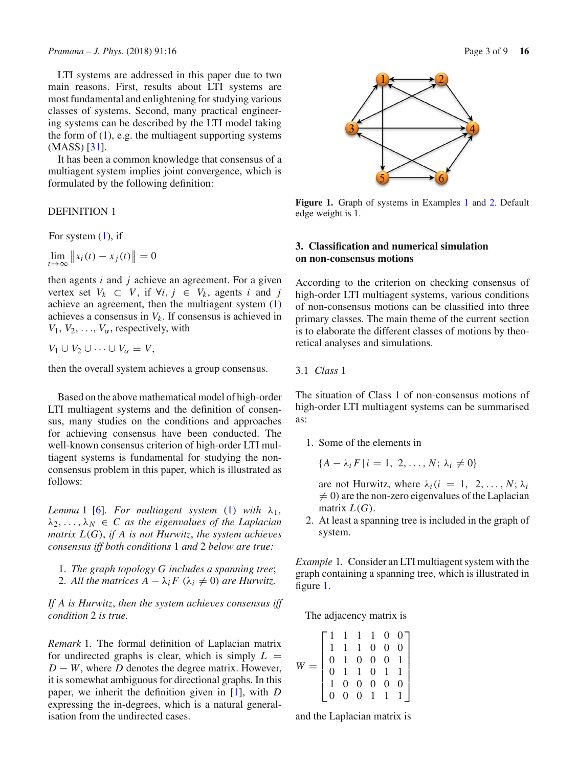LTI systems are addressed in this paper due to two main reasons. First, results about LTI systems are most fundamental and enlightening for studying various classes of systems. Second, many practical engineering systems can be described by the LTI model taking the form of (1), e.g. the multiagent supporting systems (MASS) [31].

It has been a common knowledge that consensus of a multiagent system implies joint convergence, which is formulated by the following definition:

DEFINITION 1

For system (1), if

$$\lim_{t\to\infty} \left\| x_i(t) - x_j(t) \right\| = 0$$

then agents $i$ and $j$ achieve an agreement. For a given vertex set $V_k \subset V$, if $\forall i, j \in V_k$, agents $i$ and $j$ achieve an agreement, then the multiagent system (1) achieves a consensus in $V_k$. If consensus is achieved in $V_1, V_2, \ldots, V_\alpha$, respectively, with

$$V_1 \cup V_2 \cup \cdots \cup V_\alpha = V,$$

then the overall system achieves a group consensus.

Based on the above mathematical model of high-order LTI multiagent systems and the definition of consensus, many studies on the conditions and approaches for achieving consensus have been conducted. The well-known consensus criterion of high-order LTI multiagent systems is fundamental for studying the non-consensus problem in this paper, which is illustrated as follows:

*Lemma* 1 [6]. *For multiagent system* (1) *with* $\lambda_1, \lambda_2, \ldots, \lambda_N \in C$ *as the eigenvalues of the Laplacian matrix* $L(G)$, *if* $A$ *is not Hurwitz, the system achieves consensus iff both conditions* 1 *and* 2 *below are true:*

1. *The graph topology* $G$ *includes a spanning tree*;
2. *All the matrices* $A - \lambda_i F$ $(\lambda_i \neq 0)$ *are Hurwitz.*

*If* $A$ *is Hurwitz, then the system achieves consensus iff condition* 2 *is true.*

*Remark* 1. The formal definition of Laplacian matrix for undirected graphs is clear, which is simply $L = D - W$, where $D$ denotes the degree matrix. However, it is somewhat ambiguous for directional graphs. In this paper, we inherit the definition given in [1], with $D$ expressing the in-degrees, which is a natural generalisation from the undirected cases.

**Figure 1.** Graph of systems in Examples 1 and 2. Default edge weight is 1.

## 3. Classification and numerical simulation on non-consensus motions

According to the criterion on checking consensus of high-order LTI multiagent systems, various conditions of non-consensus motions can be classified into three primary classes. The main theme of the current section is to elaborate the different classes of motions by theoretical analyses and simulations.

### 3.1 *Class* 1

The situation of Class 1 of non-consensus motions of high-order LTI multiagent systems can be summarised as:

1. Some of the elements in

   $$\{A - \lambda_i F \,|\, i = 1, 2, \ldots, N; \lambda_i \neq 0\}$$

   are not Hurwitz, where $\lambda_i (i = 1, 2, \ldots, N; \lambda_i \neq 0)$ are the non-zero eigenvalues of the Laplacian matrix $L(G)$.
2. At least a spanning tree is included in the graph of system.

*Example* 1. Consider an LTI multiagent system with the graph containing a spanning tree, which is illustrated in figure 1.

The adjacency matrix is

$$W = \begin{bmatrix} 1 & 1 & 1 & 1 & 0 & 0 \\ 1 & 1 & 1 & 0 & 0 & 0 \\ 0 & 1 & 0 & 0 & 0 & 1 \\ 0 & 1 & 1 & 0 & 1 & 1 \\ 1 & 0 & 0 & 0 & 0 & 0 \\ 0 & 0 & 0 & 1 & 1 & 1 \end{bmatrix}$$

and the Laplacian matrix is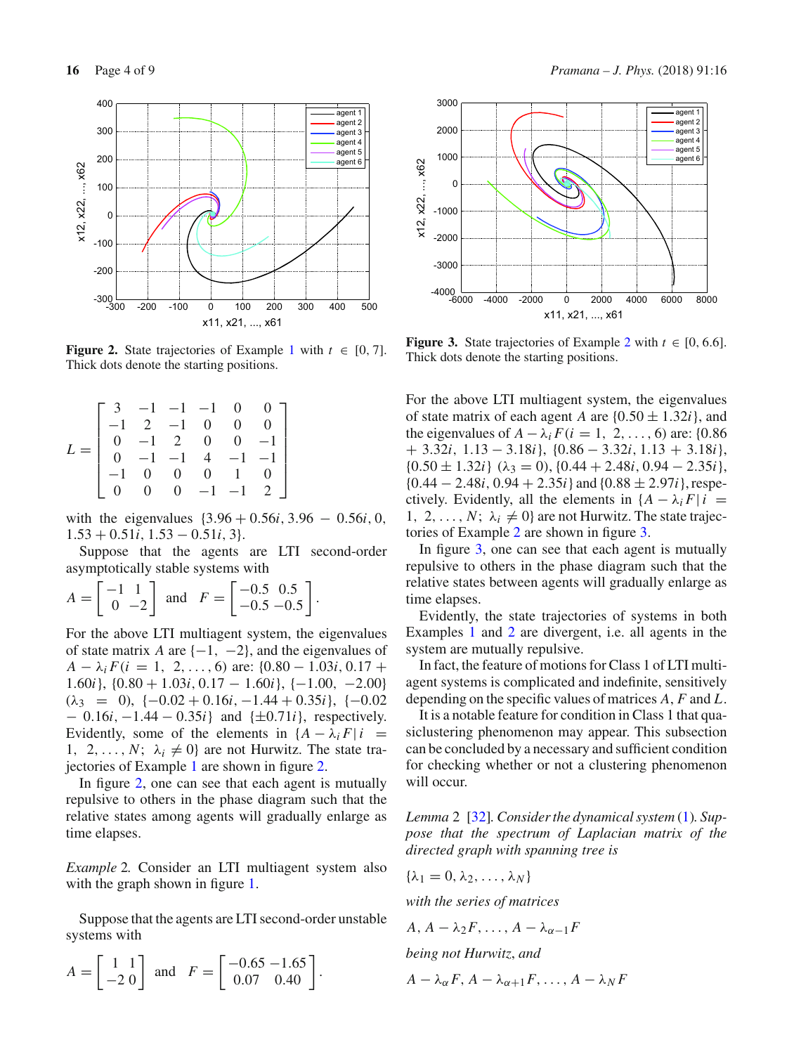Figure 2. State trajectories of Example 1 with $t \in [0, 7]$. Thick dots denote the starting positions.

$$L = \begin{bmatrix} 3 & -1 & -1 & -1 & 0 & 0 \\ -1 & 2 & -1 & 0 & 0 & 0 \\ 0 & -1 & 2 & 0 & 0 & -1 \\ 0 & -1 & -1 & 4 & -1 & -1 \\ -1 & 0 & 0 & 0 & 1 & 0 \\ 0 & 0 & 0 & -1 & -1 & 2 \end{bmatrix}$$

with the eigenvalues $\{3.96 + 0.56i, 3.96 - 0.56i, 0, 1.53 + 0.51i, 1.53 - 0.51i, 3\}$.

Suppose that the agents are LTI second-order asymptotically stable systems with

$$A = \begin{bmatrix} -1 & 1 \\ 0 & -2 \end{bmatrix} \quad \text{and} \quad F = \begin{bmatrix} -0.5 & 0.5 \\ -0.5 & -0.5 \end{bmatrix}.$$

For the above LTI multiagent system, the eigenvalues of state matrix $A$ are $\{-1, -2\}$, and the eigenvalues of $A - \lambda_i F (i = 1, 2, \ldots, 6)$ are: $\{0.80 - 1.03i, 0.17 + 1.60i\}$, $\{0.80 + 1.03i, 0.17 - 1.60i\}$, $\{-1.00, -2.00\}$ $(\lambda_3 = 0)$, $\{-0.02 + 0.16i, -1.44 + 0.35i\}$, $\{-0.02 - 0.16i, -1.44 - 0.35i\}$ and $\{\pm 0.71i\}$, respectively. Evidently, some of the elements in $\{A - \lambda_i F \,|\, i = 1, 2, \ldots, N;\ \lambda_i \neq 0\}$ are not Hurwitz. The state trajectories of Example 1 are shown in figure 2.

In figure 2, one can see that each agent is mutually repulsive to others in the phase diagram such that the relative states among agents will gradually enlarge as time elapses.

*Example* 2. Consider an LTI multiagent system also with the graph shown in figure 1.

Suppose that the agents are LTI second-order unstable systems with

$$A = \begin{bmatrix} 1 & 1 \\ -2 & 0 \end{bmatrix} \quad \text{and} \quad F = \begin{bmatrix} -0.65 & -1.65 \\ 0.07 & 0.40 \end{bmatrix}.$$

Figure 3. State trajectories of Example 2 with $t \in [0, 6.6]$. Thick dots denote the starting positions.

For the above LTI multiagent system, the eigenvalues of state matrix of each agent $A$ are $\{0.50 \pm 1.32i\}$, and the eigenvalues of $A - \lambda_i F (i = 1, 2, \ldots, 6)$ are: $\{0.86 + 3.32i, 1.13 - 3.18i\}$, $\{0.86 - 3.32i, 1.13 + 3.18i\}$, $\{0.50 \pm 1.32i\}$ $(\lambda_3 = 0)$, $\{0.44 + 2.48i, 0.94 - 2.35i\}$, $\{0.44 - 2.48i, 0.94 + 2.35i\}$ and $\{0.88 \pm 2.97i\}$, respectively. Evidently, all the elements in $\{A - \lambda_i F \,|\, i = 1, 2, \ldots, N;\ \lambda_i \neq 0\}$ are not Hurwitz. The state trajectories of Example 2 are shown in figure 3.

In figure 3, one can see that each agent is mutually repulsive to others in the phase diagram such that the relative states between agents will gradually enlarge as time elapses.

Evidently, the state trajectories of systems in both Examples 1 and 2 are divergent, i.e. all agents in the system are mutually repulsive.

In fact, the feature of motions for Class 1 of LTI multiagent systems is complicated and indefinite, sensitively depending on the specific values of matrices $A$, $F$ and $L$.

It is a notable feature for condition in Class 1 that quasiclustering phenomenon may appear. This subsection can be concluded by a necessary and sufficient condition for checking whether or not a clustering phenomenon will occur.

*Lemma* 2 [32]. *Consider the dynamical system* (1). *Suppose that the spectrum of Laplacian matrix of the directed graph with spanning tree is*

$$\{\lambda_1 = 0, \lambda_2, \ldots, \lambda_N\}$$

*with the series of matrices*

$$A, A - \lambda_2 F, \ldots, A - \lambda_{\alpha-1} F$$

*being not Hurwitz, and*

$$A - \lambda_\alpha F, A - \lambda_{\alpha+1} F, \ldots, A - \lambda_N F$$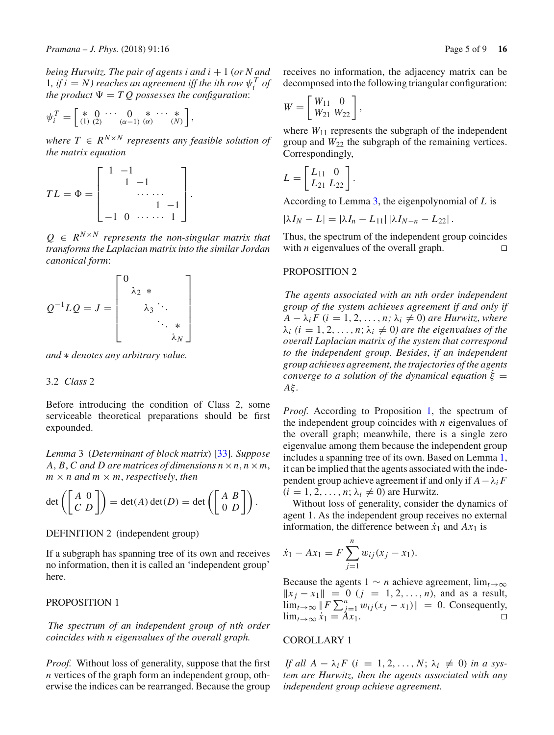*being Hurwitz. The pair of agents $i$ and $i+1$ (or $N$ and 1, if $i = N$) reaches an agreement iff the ith row $\psi_i^T$ of the product $\Psi = TQ$ possesses the configuration*:

$$\psi_i^T = \left[ \underset{(1)}{*} \ \underset{(2)}{0} \ \cdots \ \underset{(\alpha-1)}{0} \ \underset{(\alpha)}{*} \ \cdots \ \underset{(N)}{*} \right],$$

*where $T \in R^{N\times N}$ represents any feasible solution of the matrix equation*

$$TL = \Phi = \begin{bmatrix} 1 & -1 & & & \\ & 1 & -1 & & \\ & & \cdots\cdots & & \\ & & & 1 & -1 \\ -1 & 0 & \cdots\cdots & & 1 \end{bmatrix}.$$

*$Q \in R^{N\times N}$ represents the non-singular matrix that transforms the Laplacian matrix into the similar Jordan canonical form*:

$$Q^{-1}LQ = J = \begin{bmatrix} 0 & & & & \\ & \lambda_2 & * & & \\ & & \lambda_3 & \ddots & \\ & & & \ddots & * \\ & & & & \lambda_N \end{bmatrix}$$

*and $*$ denotes any arbitrary value.*

### 3.2 *Class* 2

Before introducing the condition of Class 2, some serviceable theoretical preparations should be first expounded.

*Lemma* 3 (*Determinant of block matrix*) [33]. *Suppose $A$, $B$, $C$ and $D$ are matrices of dimensions $n\times n$, $n\times m$, $m\times n$ and $m\times m$, respectively, then*

$$\det\left(\begin{bmatrix} A & 0 \\ C & D \end{bmatrix}\right) = \det(A)\det(D) = \det\left(\begin{bmatrix} A & B \\ 0 & D \end{bmatrix}\right).$$

DEFINITION 2 (independent group)

If a subgraph has spanning tree of its own and receives no information, then it is called an 'independent group' here.

PROPOSITION 1

*The spectrum of an independent group of nth order coincides with n eigenvalues of the overall graph.*

*Proof.* Without loss of generality, suppose that the first $n$ vertices of the graph form an independent group, otherwise the indices can be rearranged. Because the group receives no information, the adjacency matrix can be decomposed into the following triangular configuration:

$$W = \begin{bmatrix} W_{11} & 0 \\ W_{21} & W_{22} \end{bmatrix},$$

where $W_{11}$ represents the subgraph of the independent group and $W_{22}$ the subgraph of the remaining vertices. Correspondingly,

$$L = \begin{bmatrix} L_{11} & 0 \\ L_{21} & L_{22} \end{bmatrix}.$$

According to Lemma 3, the eigenpolynomial of $L$ is

$$|\lambda I_N - L| = |\lambda I_n - L_{11}|\,|\lambda I_{N-n} - L_{22}|.$$

Thus, the spectrum of the independent group coincides with $n$ eigenvalues of the overall graph. □

PROPOSITION 2

*The agents associated with an nth order independent group of the system achieves agreement if and only if $A - \lambda_i F$ ($i = 1, 2, \ldots, n$; $\lambda_i \neq 0$) are Hurwitz, where $\lambda_i$ ($i = 1, 2, \ldots, n$; $\lambda_i \neq 0$) are the eigenvalues of the overall Laplacian matrix of the system that correspond to the independent group. Besides, if an independent group achieves agreement, the trajectories of the agents converge to a solution of the dynamical equation $\dot{\xi} = A\xi$.*

*Proof.* According to Proposition 1, the spectrum of the independent group coincides with $n$ eigenvalues of the overall graph; meanwhile, there is a single zero eigenvalue among them because the independent group includes a spanning tree of its own. Based on Lemma 1, it can be implied that the agents associated with the independent group achieve agreement if and only if $A - \lambda_i F$ ($i = 1, 2, \ldots, n$; $\lambda_i \neq 0$) are Hurwitz.

Without loss of generality, consider the dynamics of agent 1. As the independent group receives no external information, the difference between $\dot{x}_1$ and $Ax_1$ is

$$\dot{x}_1 - Ax_1 = F\sum_{j=1}^{n} w_{ij}(x_j - x_1).$$

Because the agents $1 \sim n$ achieve agreement, $\lim_{t\to\infty}\|x_j - x_1\| = 0$ ($j = 1, 2, \ldots, n$), and as a result, $\lim_{t\to\infty}\|F\sum_{j=1}^{n} w_{ij}(x_j - x_1)\| = 0$. Consequently, $\lim_{t\to\infty}\dot{x}_1 = Ax_1$. □

COROLLARY 1

*If all $A - \lambda_i F$ ($i = 1, 2, \ldots, N$; $\lambda_i \neq 0$) in a system are Hurwitz, then the agents associated with any independent group achieve agreement.*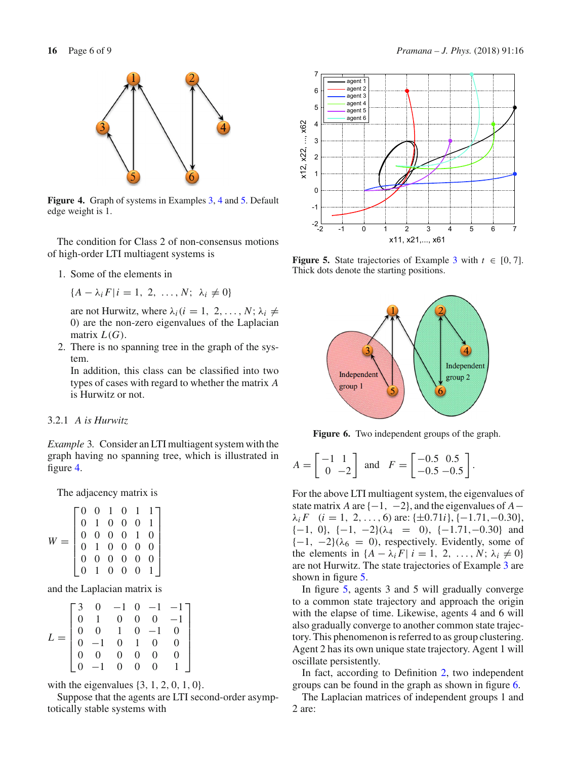**Figure 4.** Graph of systems in Examples 3, 4 and 5. Default edge weight is 1.

The condition for Class 2 of non-consensus motions of high-order LTI multiagent systems is

1. Some of the elements in

   $\{A - \lambda_i F | i = 1, 2, \ldots, N; \ \lambda_i \neq 0\}$

   are not Hurwitz, where $\lambda_i (i = 1, 2, \ldots, N; \lambda_i \neq 0)$ are the non-zero eigenvalues of the Laplacian matrix $L(G)$.
2. There is no spanning tree in the graph of the system.

   In addition, this class can be classified into two types of cases with regard to whether the matrix $A$ is Hurwitz or not.

### 3.2.1 *A is Hurwitz*

*Example* 3. Consider an LTI multiagent system with the graph having no spanning tree, which is illustrated in figure 4.

The adjacency matrix is

$$W = \begin{bmatrix} 0 & 0 & 1 & 0 & 1 & 1 \\ 0 & 1 & 0 & 0 & 0 & 1 \\ 0 & 0 & 0 & 0 & 1 & 0 \\ 0 & 1 & 0 & 0 & 0 & 0 \\ 0 & 0 & 0 & 0 & 0 & 0 \\ 0 & 1 & 0 & 0 & 0 & 1 \end{bmatrix}$$

and the Laplacian matrix is

$$L = \begin{bmatrix} 3 & 0 & -1 & 0 & -1 & -1 \\ 0 & 1 & 0 & 0 & 0 & -1 \\ 0 & 0 & 1 & 0 & -1 & 0 \\ 0 & -1 & 0 & 1 & 0 & 0 \\ 0 & 0 & 0 & 0 & 0 & 0 \\ 0 & -1 & 0 & 0 & 0 & 1 \end{bmatrix}$$

with the eigenvalues $\{3, 1, 2, 0, 1, 0\}$.

Suppose that the agents are LTI second-order asymptotically stable systems with

**Figure 5.** State trajectories of Example 3 with $t \in [0, 7]$. Thick dots denote the starting positions.

**Figure 6.** Two independent groups of the graph.

$$A = \begin{bmatrix} -1 & 1 \\ 0 & -2 \end{bmatrix} \quad \text{and} \quad F = \begin{bmatrix} -0.5 & 0.5 \\ -0.5 & -0.5 \end{bmatrix}.$$

For the above LTI multiagent system, the eigenvalues of state matrix $A$ are $\{-1, -2\}$, and the eigenvalues of $A - \lambda_i F \quad (i = 1, 2, \ldots, 6)$ are: $\{\pm 0.71i\}$, $\{-1.71, -0.30\}$, $\{-1, 0\}$, $\{-1, -2\}(\lambda_4 = 0)$, $\{-1.71, -0.30\}$ and $\{-1, -2\}(\lambda_6 = 0)$, respectively. Evidently, some of the elements in $\{A - \lambda_i F | \ i = 1, 2, \ldots, N; \lambda_i \neq 0\}$ are not Hurwitz. The state trajectories of Example 3 are shown in figure 5.

In figure 5, agents 3 and 5 will gradually converge to a common state trajectory and approach the origin with the elapse of time. Likewise, agents 4 and 6 will also gradually converge to another common state trajectory. This phenomenon is referred to as group clustering. Agent 2 has its own unique state trajectory. Agent 1 will oscillate persistently.

In fact, according to Definition 2, two independent groups can be found in the graph as shown in figure 6.

The Laplacian matrices of independent groups 1 and 2 are: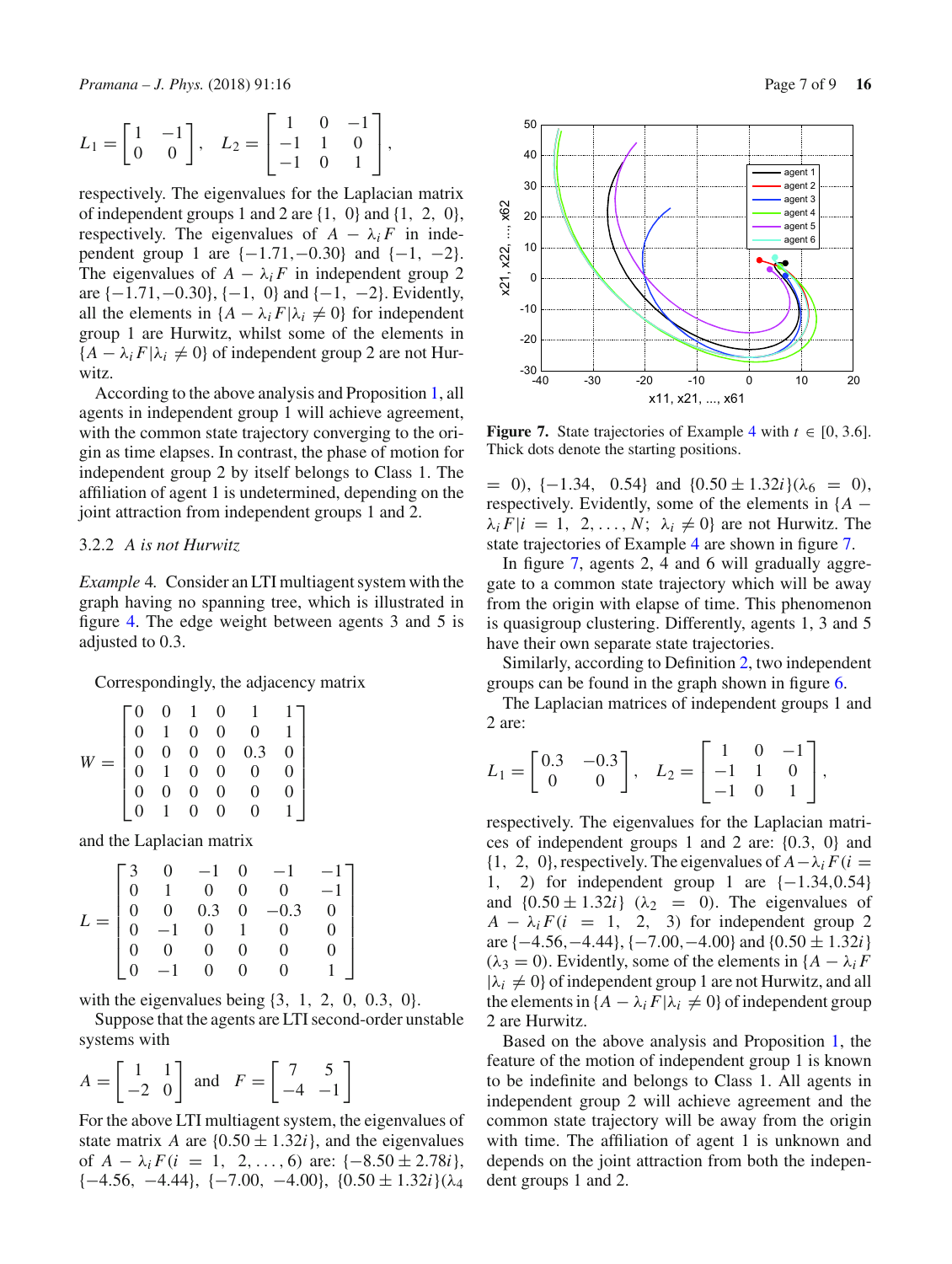$$L_1 = \begin{bmatrix} 1 & -1 \\ 0 & 0 \end{bmatrix}, \quad L_2 = \begin{bmatrix} 1 & 0 & -1 \\ -1 & 1 & 0 \\ -1 & 0 & 1 \end{bmatrix},$$

respectively. The eigenvalues for the Laplacian matrix of independent groups 1 and 2 are $\{1, 0\}$ and $\{1, 2, 0\}$, respectively. The eigenvalues of $A - \lambda_i F$ in independent group 1 are $\{-1.71, -0.30\}$ and $\{-1, -2\}$. The eigenvalues of $A - \lambda_i F$ in independent group 2 are $\{-1.71, -0.30\}$, $\{-1, 0\}$ and $\{-1, -2\}$. Evidently, all the elements in $\{A - \lambda_i F | \lambda_i \neq 0\}$ for independent group 1 are Hurwitz, whilst some of the elements in $\{A - \lambda_i F | \lambda_i \neq 0\}$ of independent group 2 are not Hurwitz.

According to the above analysis and Proposition 1, all agents in independent group 1 will achieve agreement, with the common state trajectory converging to the origin as time elapses. In contrast, the phase of motion for independent group 2 by itself belongs to Class 1. The affiliation of agent 1 is undetermined, depending on the joint attraction from independent groups 1 and 2.

### 3.2.2 *A is not Hurwitz*

*Example* 4. Consider an LTI multiagent system with the graph having no spanning tree, which is illustrated in figure 4. The edge weight between agents 3 and 5 is adjusted to 0.3.

Correspondingly, the adjacency matrix

$$W = \begin{bmatrix} 0 & 0 & 1 & 0 & 1 & 1 \\ 0 & 1 & 0 & 0 & 0 & 1 \\ 0 & 0 & 0 & 0 & 0.3 & 0 \\ 0 & 1 & 0 & 0 & 0 & 0 \\ 0 & 0 & 0 & 0 & 0 & 0 \\ 0 & 1 & 0 & 0 & 0 & 1 \end{bmatrix}$$

and the Laplacian matrix

$$L = \begin{bmatrix} 3 & 0 & -1 & 0 & -1 & -1 \\ 0 & 1 & 0 & 0 & 0 & -1 \\ 0 & 0 & 0.3 & 0 & -0.3 & 0 \\ 0 & -1 & 0 & 1 & 0 & 0 \\ 0 & 0 & 0 & 0 & 0 & 0 \\ 0 & -1 & 0 & 0 & 0 & 1 \end{bmatrix}$$

with the eigenvalues being $\{3, 1, 2, 0, 0.3, 0\}$.

Suppose that the agents are LTI second-order unstable systems with

$$A = \begin{bmatrix} 1 & 1 \\ -2 & 0 \end{bmatrix} \quad \text{and} \quad F = \begin{bmatrix} 7 & 5 \\ -4 & -1 \end{bmatrix}$$

For the above LTI multiagent system, the eigenvalues of state matrix $A$ are $\{0.50 \pm 1.32i\}$, and the eigenvalues of $A - \lambda_i F (i = 1, 2, \ldots, 6)$ are: $\{-8.50 \pm 2.78i\}$, $\{-4.56, -4.44\}$, $\{-7.00, -4.00\}$, $\{0.50 \pm 1.32i\}(\lambda_4 = 0)$, $\{-1.34, 0.54\}$ and $\{0.50 \pm 1.32i\}(\lambda_6 = 0)$, respectively. Evidently, some of the elements in $\{A - \lambda_i F | i = 1, 2, \ldots, N; \lambda_i \neq 0\}$ are not Hurwitz. The state trajectories of Example 4 are shown in figure 7.

**Figure 7.** State trajectories of Example 4 with $t \in [0, 3.6]$. Thick dots denote the starting positions.

In figure 7, agents 2, 4 and 6 will gradually aggregate to a common state trajectory which will be away from the origin with elapse of time. This phenomenon is quasigroup clustering. Differently, agents 1, 3 and 5 have their own separate state trajectories.

Similarly, according to Definition 2, two independent groups can be found in the graph shown in figure 6.

The Laplacian matrices of independent groups 1 and 2 are:

$$L_1 = \begin{bmatrix} 0.3 & -0.3 \\ 0 & 0 \end{bmatrix}, \quad L_2 = \begin{bmatrix} 1 & 0 & -1 \\ -1 & 1 & 0 \\ -1 & 0 & 1 \end{bmatrix},$$

respectively. The eigenvalues for the Laplacian matrices of independent groups 1 and 2 are: $\{0.3, 0\}$ and $\{1, 2, 0\}$, respectively. The eigenvalues of $A - \lambda_i F (i = 1, 2)$ for independent group 1 are $\{-1.34, 0.54\}$ and $\{0.50 \pm 1.32i\}$ $(\lambda_2 = 0)$. The eigenvalues of $A - \lambda_i F (i = 1, 2, 3)$ for independent group 2 are $\{-4.56, -4.44\}$, $\{-7.00, -4.00\}$ and $\{0.50 \pm 1.32i\}$ $(\lambda_3 = 0)$. Evidently, some of the elements in $\{A - \lambda_i F | \lambda_i \neq 0\}$ of independent group 1 are not Hurwitz, and all the elements in $\{A - \lambda_i F | \lambda_i \neq 0\}$ of independent group 2 are Hurwitz.

Based on the above analysis and Proposition 1, the feature of the motion of independent group 1 is known to be indefinite and belongs to Class 1. All agents in independent group 2 will achieve agreement and the common state trajectory will be away from the origin with time. The affiliation of agent 1 is unknown and depends on the joint attraction from both the independent groups 1 and 2.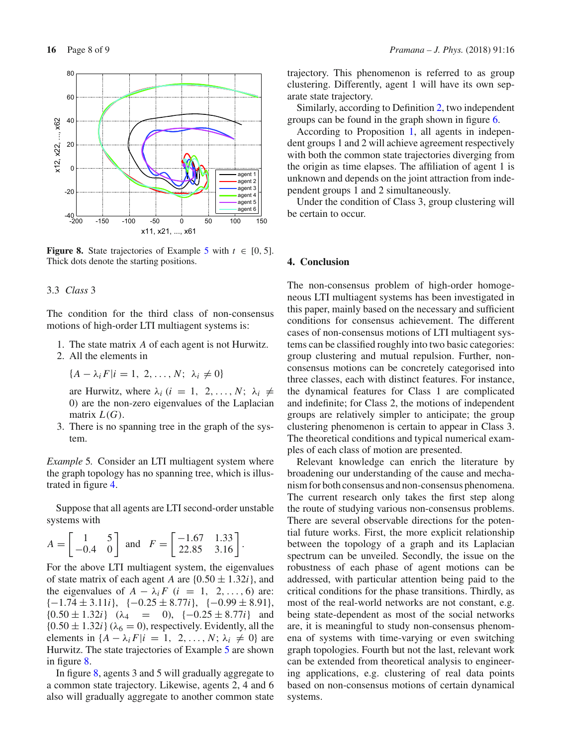Figure 8. State trajectories of Example 5 with $t \in [0, 5]$. Thick dots denote the starting positions.

### 3.3 *Class* 3

The condition for the third class of non-consensus motions of high-order LTI multiagent systems is:

1. The state matrix $A$ of each agent is not Hurwitz.
2. All the elements in

   $\{A - \lambda_i F | i = 1, 2, \ldots, N; \; \lambda_i \neq 0\}$

   are Hurwitz, where $\lambda_i$ ($i = 1, 2, \ldots, N$; $\lambda_i \neq 0$) are the non-zero eigenvalues of the Laplacian matrix $L(G)$.
3. There is no spanning tree in the graph of the system.

*Example* 5. Consider an LTI multiagent system where the graph topology has no spanning tree, which is illustrated in figure 4.

Suppose that all agents are LTI second-order unstable systems with

$$A = \begin{bmatrix} 1 & 5 \\ -0.4 & 0 \end{bmatrix} \text{ and } F = \begin{bmatrix} -1.67 & 1.33 \\ 22.85 & 3.16 \end{bmatrix}.$$

For the above LTI multiagent system, the eigenvalues of state matrix of each agent $A$ are $\{0.50 \pm 1.32i\}$, and the eigenvalues of $A - \lambda_i F$ ($i = 1, 2, \ldots, 6$) are: $\{-1.74 \pm 3.11i\}$, $\{-0.25 \pm 8.77i\}$, $\{-0.99 \pm 8.91\}$, $\{0.50 \pm 1.32i\}$ ($\lambda_4 = 0$), $\{-0.25 \pm 8.77i\}$ and $\{0.50 \pm 1.32i\}$ ($\lambda_6 = 0$), respectively. Evidently, all the elements in $\{A - \lambda_i F | i = 1, 2, \ldots, N; \lambda_i \neq 0\}$ are Hurwitz. The state trajectories of Example 5 are shown in figure 8.

In figure 8, agents 3 and 5 will gradually aggregate to a common state trajectory. Likewise, agents 2, 4 and 6 also will gradually aggregate to another common state trajectory. This phenomenon is referred to as group clustering. Differently, agent 1 will have its own separate state trajectory.

Similarly, according to Definition 2, two independent groups can be found in the graph shown in figure 6.

According to Proposition 1, all agents in independent groups 1 and 2 will achieve agreement respectively with both the common state trajectories diverging from the origin as time elapses. The affiliation of agent 1 is unknown and depends on the joint attraction from independent groups 1 and 2 simultaneously.

Under the condition of Class 3, group clustering will be certain to occur.

## 4. Conclusion

The non-consensus problem of high-order homogeneous LTI multiagent systems has been investigated in this paper, mainly based on the necessary and sufficient conditions for consensus achievement. The different cases of non-consensus motions of LTI multiagent systems can be classified roughly into two basic categories: group clustering and mutual repulsion. Further, non-consensus motions can be concretely categorised into three classes, each with distinct features. For instance, the dynamical features for Class 1 are complicated and indefinite; for Class 2, the motions of independent groups are relatively simpler to anticipate; the group clustering phenomenon is certain to appear in Class 3. The theoretical conditions and typical numerical examples of each class of motion are presented.

Relevant knowledge can enrich the literature by broadening our understanding of the cause and mechanism for both consensus and non-consensus phenomena. The current research only takes the first step along the route of studying various non-consensus problems. There are several observable directions for the potential future works. First, the more explicit relationship between the topology of a graph and its Laplacian spectrum can be unveiled. Secondly, the issue on the robustness of each phase of agent motions can be addressed, with particular attention being paid to the critical conditions for the phase transitions. Thirdly, as most of the real-world networks are not constant, e.g. being state-dependent as most of the social networks are, it is meaningful to study non-consensus phenomena of systems with time-varying or even switching graph topologies. Fourth but not the last, relevant work can be extended from theoretical analysis to engineering applications, e.g. clustering of real data points based on non-consensus motions of certain dynamical systems.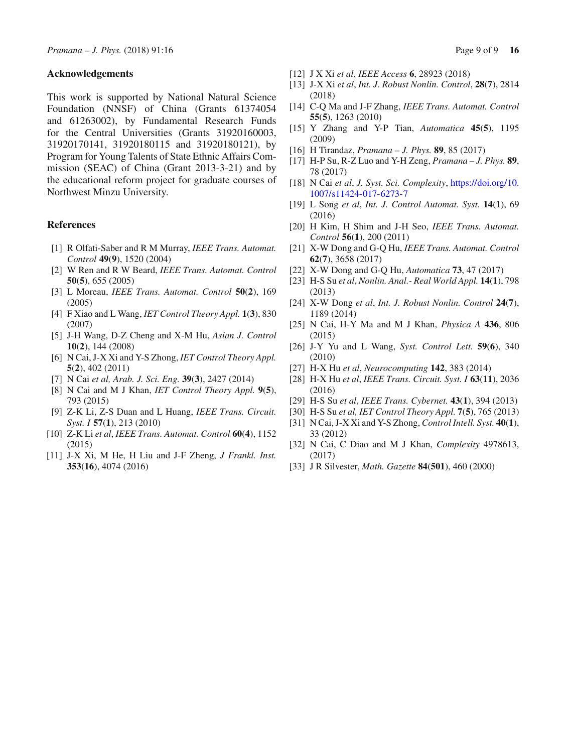## Acknowledgements

This work is supported by National Natural Science Foundation (NNSF) of China (Grants 61374054 and 61263002), by Fundamental Research Funds for the Central Universities (Grants 31920160003, 31920170141, 31920180115 and 31920180121), by Program for Young Talents of State Ethnic Affairs Commission (SEAC) of China (Grant 2013-3-21) and by the educational reform project for graduate courses of Northwest Minzu University.

## References

[1] R Olfati-Saber and R M Murray, *IEEE Trans. Automat. Control* **49**(**9**), 1520 (2004)

[2] W Ren and R W Beard, *IEEE Trans. Automat. Control* **50**(**5**), 655 (2005)

[3] L Moreau, *IEEE Trans. Automat. Control* **50**(**2**), 169 (2005)

[4] F Xiao and L Wang, *IET Control Theory Appl.* **1**(**3**), 830 (2007)

[5] J-H Wang, D-Z Cheng and X-M Hu, *Asian J. Control* **10**(**2**), 144 (2008)

[6] N Cai, J-X Xi and Y-S Zhong, *IET Control Theory Appl.* **5**(**2**), 402 (2011)

[7] N Cai *et al, Arab. J. Sci. Eng.* **39**(**3**), 2427 (2014)

[8] N Cai and M J Khan, *IET Control Theory Appl.* **9**(**5**), 793 (2015)

[9] Z-K Li, Z-S Duan and L Huang, *IEEE Trans. Circuit. Syst. I* **57**(**1**), 213 (2010)

[10] Z-K Li *et al*, *IEEE Trans. Automat. Control* **60**(**4**), 1152 (2015)

[11] J-X Xi, M He, H Liu and J-F Zheng, *J Frankl. Inst.* **353**(**16**), 4074 (2016)

[12] J X Xi *et al, IEEE Access* **6**, 28923 (2018)

[13] J-X Xi *et al*, *Int. J. Robust Nonlin. Control*, **28**(**7**), 2814 (2018)

[14] C-Q Ma and J-F Zhang, *IEEE Trans. Automat. Control* **55**(**5**), 1263 (2010)

[15] Y Zhang and Y-P Tian, *Automatica* **45**(**5**), 1195 (2009)

[16] H Tirandaz, *Pramana – J. Phys.* **89**, 85 (2017)

[17] H-P Su, R-Z Luo and Y-H Zeng, *Pramana – J. Phys.* **89**, 78 (2017)

[18] N Cai *et al*, *J. Syst. Sci. Complexity*, https://doi.org/10.1007/s11424-017-6273-7

[19] L Song *et al*, *Int. J. Control Automat. Syst.* **14**(**1**), 69 (2016)

[20] H Kim, H Shim and J-H Seo, *IEEE Trans. Automat. Control* **56**(**1**), 200 (2011)

[21] X-W Dong and G-Q Hu, *IEEE Trans. Automat. Control* **62**(**7**), 3658 (2017)

[22] X-W Dong and G-Q Hu, *Automatica* **73**, 47 (2017)

[23] H-S Su *et al*, *Nonlin. Anal.- Real World Appl.* **14**(**1**), 798 (2013)

[24] X-W Dong *et al*, *Int. J. Robust Nonlin. Control* **24**(**7**), 1189 (2014)

[25] N Cai, H-Y Ma and M J Khan, *Physica A* **436**, 806 (2015)

[26] J-Y Yu and L Wang, *Syst. Control Lett.* **59**(**6**), 340 (2010)

[27] H-X Hu *et al*, *Neurocomputing* **142**, 383 (2014)

[28] H-X Hu *et al*, *IEEE Trans. Circuit. Syst. I* **63**(**11**), 2036 (2016)

[29] H-S Su *et al*, *IEEE Trans. Cybernet.* **43**(**1**), 394 (2013)

[30] H-S Su *et al, IET Control Theory Appl.* **7**(**5**), 765 (2013)

[31] N Cai, J-X Xi and Y-S Zhong, *Control Intell. Syst.* **40**(**1**), 33 (2012)

[32] N Cai, C Diao and M J Khan, *Complexity* 4978613, (2017)

[33] J R Silvester, *Math. Gazette* **84**(**501**), 460 (2000)